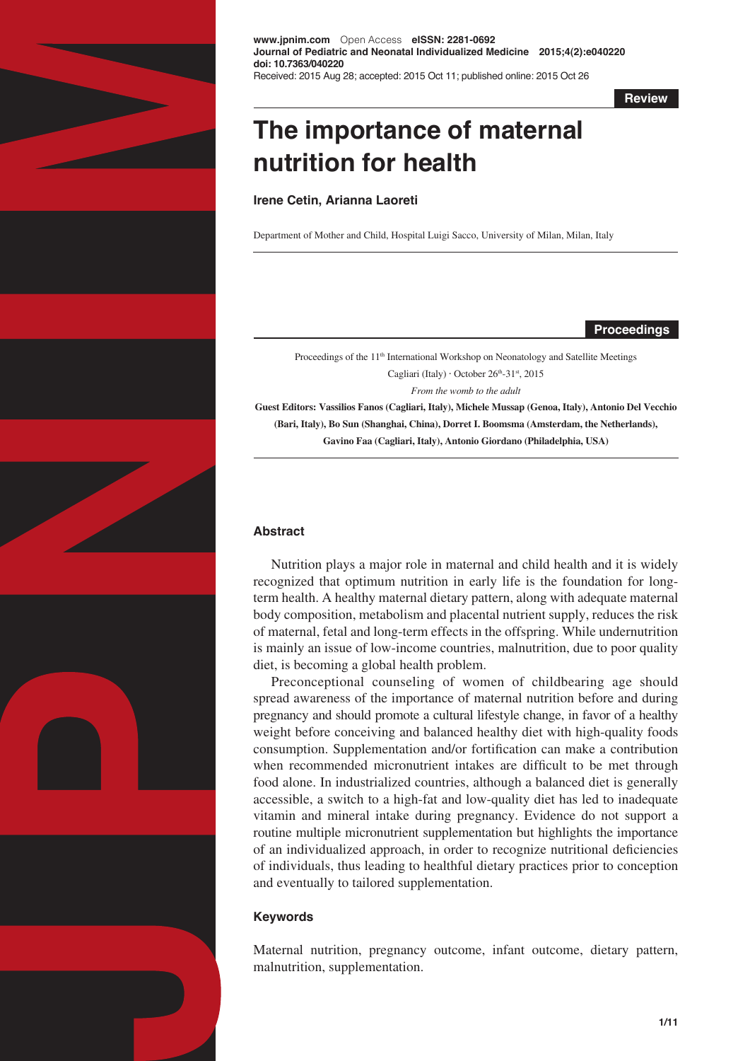www.jpnim.com Open Access **eISSN: 2281-0692**
**Journal of Pediatric and Neonatal Individualized Medicine 2015;4(2):e040220**
**doi: 10.7363/040220**
Received: 2015 Aug 28; accepted: 2015 Oct 11; published online: 2015 Oct 26

**Review**

# The importance of maternal nutrition for health

**Irene Cetin, Arianna Laoreti**

Department of Mother and Child, Hospital Luigi Sacco, University of Milan, Milan, Italy

**Proceedings**

Proceedings of the 11th International Workshop on Neonatology and Satellite Meetings
Cagliari (Italy) · October 26th-31st, 2015
*From the womb to the adult*

**Guest Editors: Vassilios Fanos (Cagliari, Italy), Michele Mussap (Genoa, Italy), Antonio Del Vecchio (Bari, Italy), Bo Sun (Shanghai, China), Dorret I. Boomsma (Amsterdam, the Netherlands), Gavino Faa (Cagliari, Italy), Antonio Giordano (Philadelphia, USA)**

## Abstract

Nutrition plays a major role in maternal and child health and it is widely recognized that optimum nutrition in early life is the foundation for long-term health. A healthy maternal dietary pattern, along with adequate maternal body composition, metabolism and placental nutrient supply, reduces the risk of maternal, fetal and long-term effects in the offspring. While undernutrition is mainly an issue of low-income countries, malnutrition, due to poor quality diet, is becoming a global health problem.

Preconceptional counseling of women of childbearing age should spread awareness of the importance of maternal nutrition before and during pregnancy and should promote a cultural lifestyle change, in favor of a healthy weight before conceiving and balanced healthy diet with high-quality foods consumption. Supplementation and/or fortification can make a contribution when recommended micronutrient intakes are difficult to be met through food alone. In industrialized countries, although a balanced diet is generally accessible, a switch to a high-fat and low-quality diet has led to inadequate vitamin and mineral intake during pregnancy. Evidence do not support a routine multiple micronutrient supplementation but highlights the importance of an individualized approach, in order to recognize nutritional deficiencies of individuals, thus leading to healthful dietary practices prior to conception and eventually to tailored supplementation.

## Keywords

Maternal nutrition, pregnancy outcome, infant outcome, dietary pattern, malnutrition, supplementation.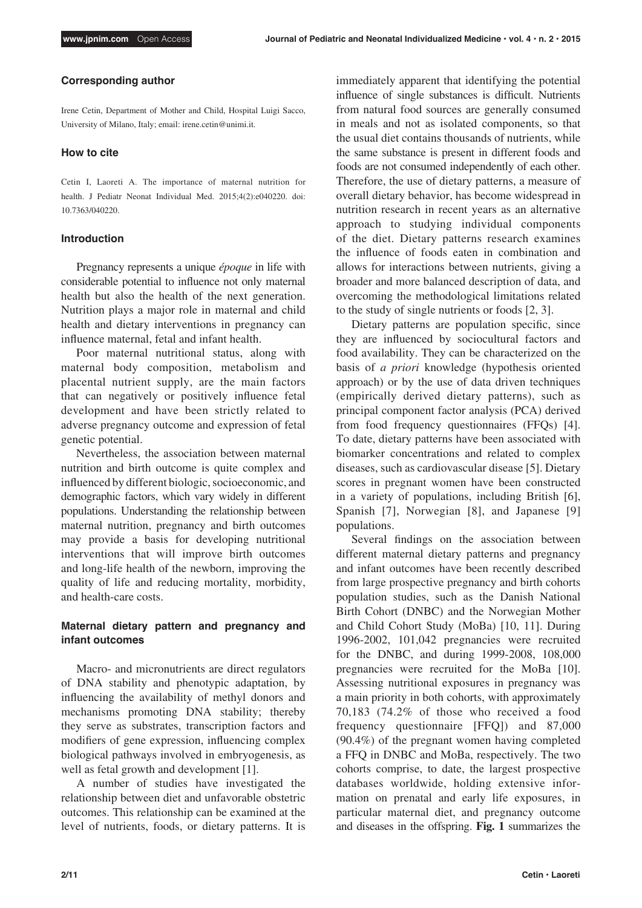### Corresponding author

Irene Cetin, Department of Mother and Child, Hospital Luigi Sacco, University of Milano, Italy; email: irene.cetin@unimi.it.

### How to cite

Cetin I, Laoreti A. The importance of maternal nutrition for health. J Pediatr Neonat Individual Med. 2015;4(2):e040220. doi: 10.7363/040220.

### Introduction

Pregnancy represents a unique *époque* in life with considerable potential to influence not only maternal health but also the health of the next generation. Nutrition plays a major role in maternal and child health and dietary interventions in pregnancy can influence maternal, fetal and infant health.

Poor maternal nutritional status, along with maternal body composition, metabolism and placental nutrient supply, are the main factors that can negatively or positively influence fetal development and have been strictly related to adverse pregnancy outcome and expression of fetal genetic potential.

Nevertheless, the association between maternal nutrition and birth outcome is quite complex and influenced by different biologic, socioeconomic, and demographic factors, which vary widely in different populations. Understanding the relationship between maternal nutrition, pregnancy and birth outcomes may provide a basis for developing nutritional interventions that will improve birth outcomes and long-life health of the newborn, improving the quality of life and reducing mortality, morbidity, and health-care costs.

### Maternal dietary pattern and pregnancy and infant outcomes

Macro- and micronutrients are direct regulators of DNA stability and phenotypic adaptation, by influencing the availability of methyl donors and mechanisms promoting DNA stability; thereby they serve as substrates, transcription factors and modifiers of gene expression, influencing complex biological pathways involved in embryogenesis, as well as fetal growth and development [1].

A number of studies have investigated the relationship between diet and unfavorable obstetric outcomes. This relationship can be examined at the level of nutrients, foods, or dietary patterns. It is immediately apparent that identifying the potential influence of single substances is difficult. Nutrients from natural food sources are generally consumed in meals and not as isolated components, so that the usual diet contains thousands of nutrients, while the same substance is present in different foods and foods are not consumed independently of each other. Therefore, the use of dietary patterns, a measure of overall dietary behavior, has become widespread in nutrition research in recent years as an alternative approach to studying individual components of the diet. Dietary patterns research examines the influence of foods eaten in combination and allows for interactions between nutrients, giving a broader and more balanced description of data, and overcoming the methodological limitations related to the study of single nutrients or foods [2, 3].

Dietary patterns are population specific, since they are influenced by sociocultural factors and food availability. They can be characterized on the basis of *a priori* knowledge (hypothesis oriented approach) or by the use of data driven techniques (empirically derived dietary patterns), such as principal component factor analysis (PCA) derived from food frequency questionnaires (FFQs) [4]. To date, dietary patterns have been associated with biomarker concentrations and related to complex diseases, such as cardiovascular disease [5]. Dietary scores in pregnant women have been constructed in a variety of populations, including British [6], Spanish [7], Norwegian [8], and Japanese [9] populations.

Several findings on the association between different maternal dietary patterns and pregnancy and infant outcomes have been recently described from large prospective pregnancy and birth cohorts population studies, such as the Danish National Birth Cohort (DNBC) and the Norwegian Mother and Child Cohort Study (MoBa) [10, 11]. During 1996-2002, 101,042 pregnancies were recruited for the DNBC, and during 1999-2008, 108,000 pregnancies were recruited for the MoBa [10]. Assessing nutritional exposures in pregnancy was a main priority in both cohorts, with approximately 70,183 (74.2% of those who received a food frequency questionnaire [FFQ]) and 87,000 (90.4%) of the pregnant women having completed a FFQ in DNBC and MoBa, respectively. The two cohorts comprise, to date, the largest prospective databases worldwide, holding extensive information on prenatal and early life exposures, in particular maternal diet, and pregnancy outcome and diseases in the offspring. **Fig. 1** summarizes the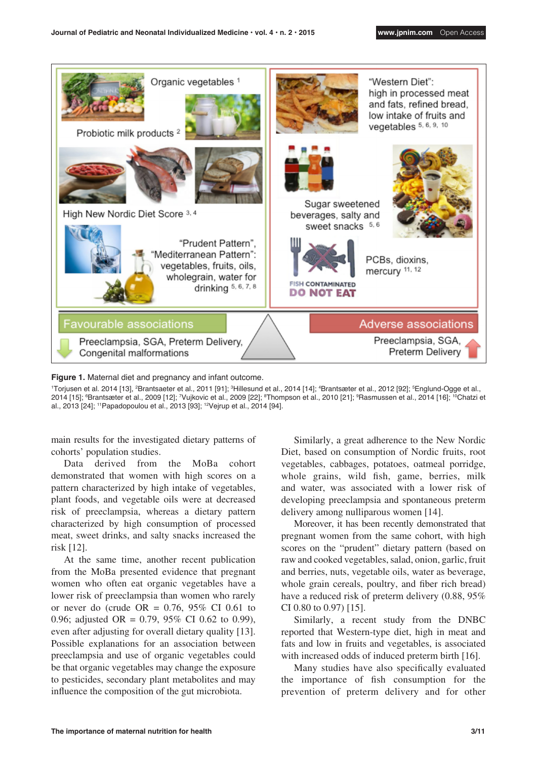Organic vegetables [1]

Probiotic milk products [2]

High New Nordic Diet Score [3, 4]

"Prudent Pattern", "Mediterranean Pattern": vegetables, fruits, oils, wholegrain, water for drinking [5, 6, 7, 8]

"Western Diet": high in processed meat and fats, refined bread, low intake of fruits and vegetables [5, 6, 9, 10]

Sugar sweetened beverages, salty and sweet snacks [5, 6]

FISH CONTAMINATED DO NOT EAT

PCBs, dioxins, mercury [11, 12]

Favourable associations

Preeclampsia, SGA, Preterm Delivery, Congenital malformations

Adverse associations

Preeclampsia, SGA, Preterm Delivery

**Figure 1.** Maternal diet and pregnancy and infant outcome.

[1]Torjusen et al. 2014 [13]; [2]Brantsaeter et al., 2011 [91]; [3]Hillesund et al., 2014 [14]; [4]Brantsæter et al., 2012 [92]; [5]Englund-Ogge et al., 2014 [15]; [6]Brantsæter et al., 2009 [12]; [7]Vujkovic et al., 2009 [22]; [8]Thompson et al., 2010 [21]; [9]Rasmussen et al., 2014 [16]; [10]Chatzi et al., 2013 [24]; [11]Papadopoulou et al., 2013 [93]; [12]Vejrup et al., 2014 [94].

main results for the investigated dietary patterns of cohorts' population studies.

Data derived from the MoBa cohort demonstrated that women with high scores on a pattern characterized by high intake of vegetables, plant foods, and vegetable oils were at decreased risk of preeclampsia, whereas a dietary pattern characterized by high consumption of processed meat, sweet drinks, and salty snacks increased the risk [12].

At the same time, another recent publication from the MoBa presented evidence that pregnant women who often eat organic vegetables have a lower risk of preeclampsia than women who rarely or never do (crude OR = 0.76, 95% CI 0.61 to 0.96; adjusted OR = 0.79, 95% CI 0.62 to 0.99), even after adjusting for overall dietary quality [13]. Possible explanations for an association between preeclampsia and use of organic vegetables could be that organic vegetables may change the exposure to pesticides, secondary plant metabolites and may influence the composition of the gut microbiota.

Similarly, a great adherence to the New Nordic Diet, based on consumption of Nordic fruits, root vegetables, cabbages, potatoes, oatmeal porridge, whole grains, wild fish, game, berries, milk and water, was associated with a lower risk of developing preeclampsia and spontaneous preterm delivery among nulliparous women [14].

Moreover, it has been recently demonstrated that pregnant women from the same cohort, with high scores on the "prudent" dietary pattern (based on raw and cooked vegetables, salad, onion, garlic, fruit and berries, nuts, vegetable oils, water as beverage, whole grain cereals, poultry, and fiber rich bread) have a reduced risk of preterm delivery (0.88, 95% CI 0.80 to 0.97) [15].

Similarly, a recent study from the DNBC reported that Western-type diet, high in meat and fats and low in fruits and vegetables, is associated with increased odds of induced preterm birth [16].

Many studies have also specifically evaluated the importance of fish consumption for the prevention of preterm delivery and for other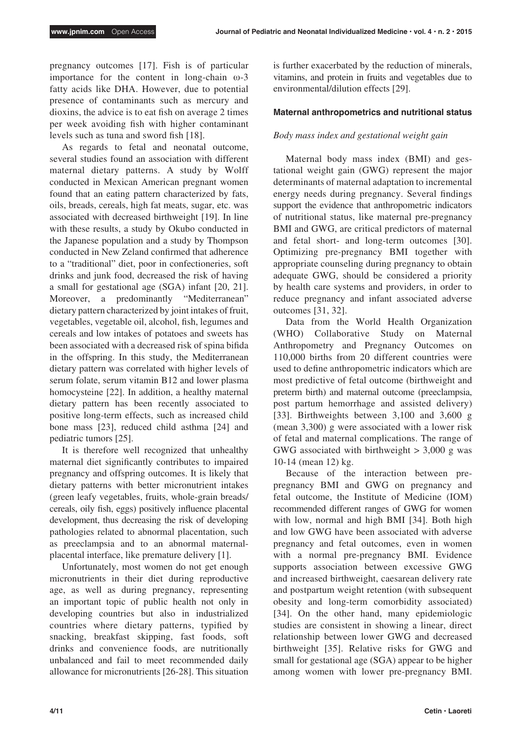pregnancy outcomes [17]. Fish is of particular importance for the content in long-chain ω-3 fatty acids like DHA. However, due to potential presence of contaminants such as mercury and dioxins, the advice is to eat fish on average 2 times per week avoiding fish with higher contaminant levels such as tuna and sword fish [18].

As regards to fetal and neonatal outcome, several studies found an association with different maternal dietary patterns. A study by Wolff conducted in Mexican American pregnant women found that an eating pattern characterized by fats, oils, breads, cereals, high fat meats, sugar, etc. was associated with decreased birthweight [19]. In line with these results, a study by Okubo conducted in the Japanese population and a study by Thompson conducted in New Zeland confirmed that adherence to a "traditional" diet, poor in confectioneries, soft drinks and junk food, decreased the risk of having a small for gestational age (SGA) infant [20, 21]. Moreover, a predominantly "Mediterranean" dietary pattern characterized by joint intakes of fruit, vegetables, vegetable oil, alcohol, fish, legumes and cereals and low intakes of potatoes and sweets has been associated with a decreased risk of spina bifida in the offspring. In this study, the Mediterranean dietary pattern was correlated with higher levels of serum folate, serum vitamin B12 and lower plasma homocysteine [22]. In addition, a healthy maternal dietary pattern has been recently associated to positive long-term effects, such as increased child bone mass [23], reduced child asthma [24] and pediatric tumors [25].

It is therefore well recognized that unhealthy maternal diet significantly contributes to impaired pregnancy and offspring outcomes. It is likely that dietary patterns with better micronutrient intakes (green leafy vegetables, fruits, whole-grain breads/cereals, oily fish, eggs) positively influence placental development, thus decreasing the risk of developing pathologies related to abnormal placentation, such as preeclampsia and to an abnormal maternal-placental interface, like premature delivery [1].

Unfortunately, most women do not get enough micronutrients in their diet during reproductive age, as well as during pregnancy, representing an important topic of public health not only in developing countries but also in industrialized countries where dietary patterns, typified by snacking, breakfast skipping, fast foods, soft drinks and convenience foods, are nutritionally unbalanced and fail to meet recommended daily allowance for micronutrients [26-28]. This situation is further exacerbated by the reduction of minerals, vitamins, and protein in fruits and vegetables due to environmental/dilution effects [29].

## Maternal anthropometrics and nutritional status

### *Body mass index and gestational weight gain*

Maternal body mass index (BMI) and gestational weight gain (GWG) represent the major determinants of maternal adaptation to incremental energy needs during pregnancy. Several findings support the evidence that anthropometric indicators of nutritional status, like maternal pre-pregnancy BMI and GWG, are critical predictors of maternal and fetal short- and long-term outcomes [30]. Optimizing pre-pregnancy BMI together with appropriate counseling during pregnancy to obtain adequate GWG, should be considered a priority by health care systems and providers, in order to reduce pregnancy and infant associated adverse outcomes [31, 32].

Data from the World Health Organization (WHO) Collaborative Study on Maternal Anthropometry and Pregnancy Outcomes on 110,000 births from 20 different countries were used to define anthropometric indicators which are most predictive of fetal outcome (birthweight and preterm birth) and maternal outcome (preeclampsia, post partum hemorrhage and assisted delivery) [33]. Birthweights between 3,100 and 3,600 g (mean 3,300) g were associated with a lower risk of fetal and maternal complications. The range of GWG associated with birthweight > 3,000 g was 10-14 (mean 12) kg.

Because of the interaction between pre-pregnancy BMI and GWG on pregnancy and fetal outcome, the Institute of Medicine (IOM) recommended different ranges of GWG for women with low, normal and high BMI [34]. Both high and low GWG have been associated with adverse pregnancy and fetal outcomes, even in women with a normal pre-pregnancy BMI. Evidence supports association between excessive GWG and increased birthweight, caesarean delivery rate and postpartum weight retention (with subsequent obesity and long-term comorbidity associated) [34]. On the other hand, many epidemiologic studies are consistent in showing a linear, direct relationship between lower GWG and decreased birthweight [35]. Relative risks for GWG and small for gestational age (SGA) appear to be higher among women with lower pre-pregnancy BMI.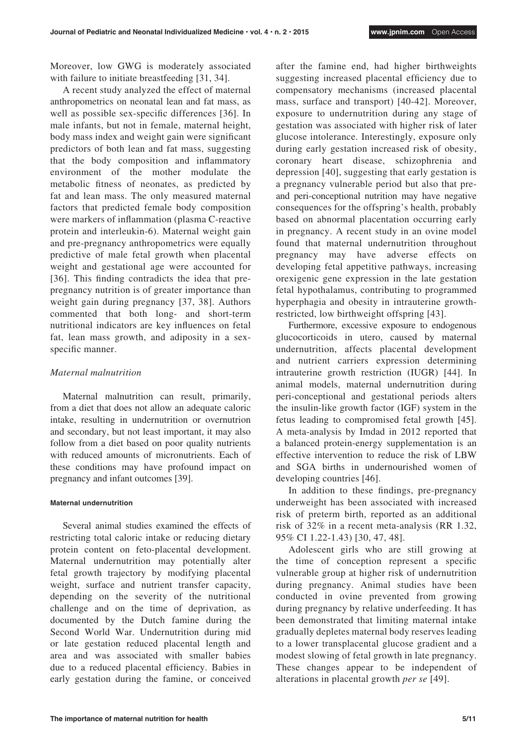Moreover, low GWG is moderately associated with failure to initiate breastfeeding [31, 34].

A recent study analyzed the effect of maternal anthropometrics on neonatal lean and fat mass, as well as possible sex-specific differences [36]. In male infants, but not in female, maternal height, body mass index and weight gain were significant predictors of both lean and fat mass, suggesting that the body composition and inflammatory environment of the mother modulate the metabolic fitness of neonates, as predicted by fat and lean mass. The only measured maternal factors that predicted female body composition were markers of inflammation (plasma C-reactive protein and interleukin-6). Maternal weight gain and pre-pregnancy anthropometrics were equally predictive of male fetal growth when placental weight and gestational age were accounted for [36]. This finding contradicts the idea that pre-pregnancy nutrition is of greater importance than weight gain during pregnancy [37, 38]. Authors commented that both long- and short-term nutritional indicators are key influences on fetal fat, lean mass growth, and adiposity in a sex-specific manner.

### *Maternal malnutrition*

Maternal malnutrition can result, primarily, from a diet that does not allow an adequate caloric intake, resulting in undernutrition or overnutrion and secondary, but not least important, it may also follow from a diet based on poor quality nutrients with reduced amounts of micronutrients. Each of these conditions may have profound impact on pregnancy and infant outcomes [39].

#### Maternal undernutrition

Several animal studies examined the effects of restricting total caloric intake or reducing dietary protein content on feto-placental development. Maternal undernutrition may potentially alter fetal growth trajectory by modifying placental weight, surface and nutrient transfer capacity, depending on the severity of the nutritional challenge and on the time of deprivation, as documented by the Dutch famine during the Second World War. Undernutrition during mid or late gestation reduced placental length and area and was associated with smaller babies due to a reduced placental efficiency. Babies in early gestation during the famine, or conceived after the famine end, had higher birthweights suggesting increased placental efficiency due to compensatory mechanisms (increased placental mass, surface and transport) [40-42]. Moreover, exposure to undernutrition during any stage of gestation was associated with higher risk of later glucose intolerance. Interestingly, exposure only during early gestation increased risk of obesity, coronary heart disease, schizophrenia and depression [40], suggesting that early gestation is a pregnancy vulnerable period but also that pre- and peri-conceptional nutrition may have negative consequences for the offspring's health, probably based on abnormal placentation occurring early in pregnancy. A recent study in an ovine model found that maternal undernutrition throughout pregnancy may have adverse effects on developing fetal appetitive pathways, increasing orexigenic gene expression in the late gestation fetal hypothalamus, contributing to programmed hyperphagia and obesity in intrauterine growth-restricted, low birthweight offspring [43].

Furthermore, excessive exposure to endogenous glucocorticoids in utero, caused by maternal undernutrition, affects placental development and nutrient carriers expression determining intrauterine growth restriction (IUGR) [44]. In animal models, maternal undernutrition during peri-conceptional and gestational periods alters the insulin-like growth factor (IGF) system in the fetus leading to compromised fetal growth [45]. A meta-analysis by Imdad in 2012 reported that a balanced protein-energy supplementation is an effective intervention to reduce the risk of LBW and SGA births in undernourished women of developing countries [46].

In addition to these findings, pre-pregnancy underweight has been associated with increased risk of preterm birth, reported as an additional risk of 32% in a recent meta-analysis (RR 1.32, 95% CI 1.22-1.43) [30, 47, 48].

Adolescent girls who are still growing at the time of conception represent a specific vulnerable group at higher risk of undernutrition during pregnancy. Animal studies have been conducted in ovine prevented from growing during pregnancy by relative underfeeding. It has been demonstrated that limiting maternal intake gradually depletes maternal body reserves leading to a lower transplacental glucose gradient and a modest slowing of fetal growth in late pregnancy. These changes appear to be independent of alterations in placental growth *per se* [49].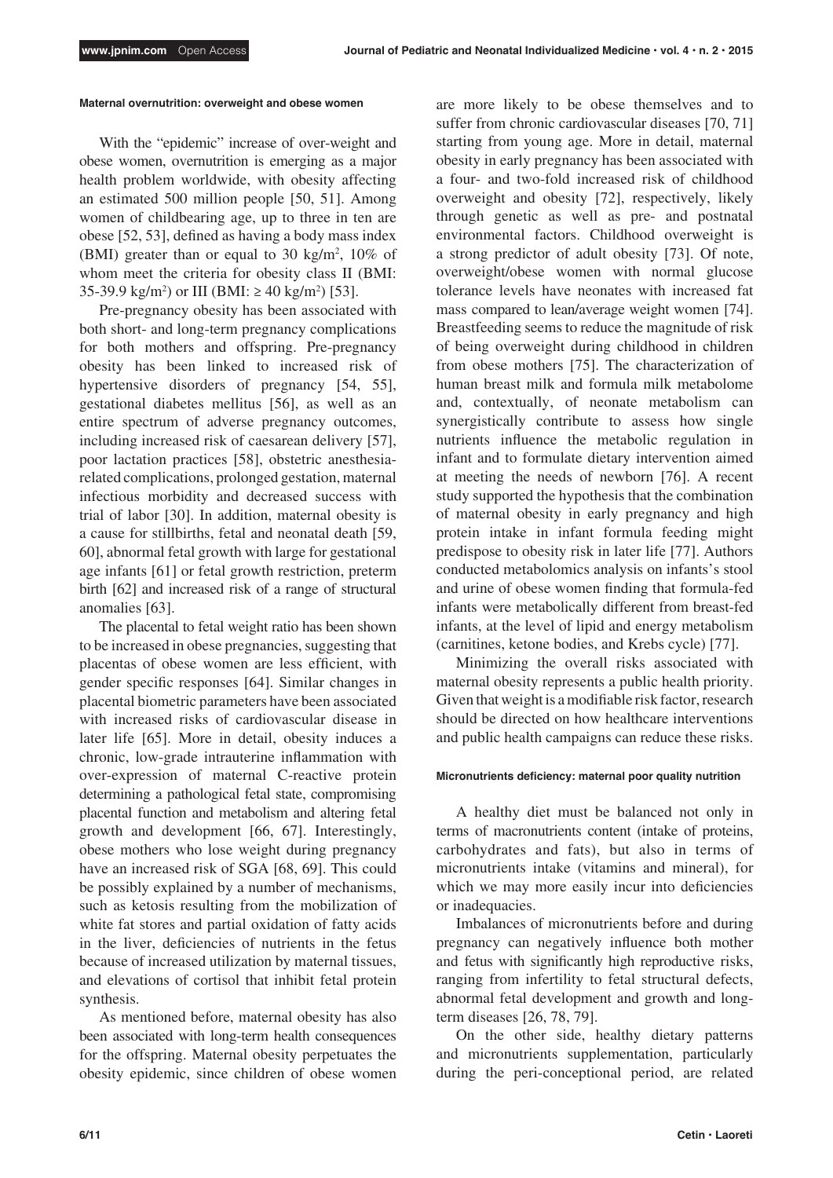### Maternal overnutrition: overweight and obese women

With the "epidemic" increase of over-weight and obese women, overnutrition is emerging as a major health problem worldwide, with obesity affecting an estimated 500 million people [50, 51]. Among women of childbearing age, up to three in ten are obese [52, 53], defined as having a body mass index (BMI) greater than or equal to 30 kg/m$^2$, 10% of whom meet the criteria for obesity class II (BMI: 35-39.9 kg/m$^2$) or III (BMI: ≥ 40 kg/m$^2$) [53].

Pre-pregnancy obesity has been associated with both short- and long-term pregnancy complications for both mothers and offspring. Pre-pregnancy obesity has been linked to increased risk of hypertensive disorders of pregnancy [54, 55], gestational diabetes mellitus [56], as well as an entire spectrum of adverse pregnancy outcomes, including increased risk of caesarean delivery [57], poor lactation practices [58], obstetric anesthesia-related complications, prolonged gestation, maternal infectious morbidity and decreased success with trial of labor [30]. In addition, maternal obesity is a cause for stillbirths, fetal and neonatal death [59, 60], abnormal fetal growth with large for gestational age infants [61] or fetal growth restriction, preterm birth [62] and increased risk of a range of structural anomalies [63].

The placental to fetal weight ratio has been shown to be increased in obese pregnancies, suggesting that placentas of obese women are less efficient, with gender specific responses [64]. Similar changes in placental biometric parameters have been associated with increased risks of cardiovascular disease in later life [65]. More in detail, obesity induces a chronic, low-grade intrauterine inflammation with over-expression of maternal C-reactive protein determining a pathological fetal state, compromising placental function and metabolism and altering fetal growth and development [66, 67]. Interestingly, obese mothers who lose weight during pregnancy have an increased risk of SGA [68, 69]. This could be possibly explained by a number of mechanisms, such as ketosis resulting from the mobilization of white fat stores and partial oxidation of fatty acids in the liver, deficiencies of nutrients in the fetus because of increased utilization by maternal tissues, and elevations of cortisol that inhibit fetal protein synthesis.

As mentioned before, maternal obesity has also been associated with long-term health consequences for the offspring. Maternal obesity perpetuates the obesity epidemic, since children of obese women are more likely to be obese themselves and to suffer from chronic cardiovascular diseases [70, 71] starting from young age. More in detail, maternal obesity in early pregnancy has been associated with a four- and two-fold increased risk of childhood overweight and obesity [72], respectively, likely through genetic as well as pre- and postnatal environmental factors. Childhood overweight is a strong predictor of adult obesity [73]. Of note, overweight/obese women with normal glucose tolerance levels have neonates with increased fat mass compared to lean/average weight women [74]. Breastfeeding seems to reduce the magnitude of risk of being overweight during childhood in children from obese mothers [75]. The characterization of human breast milk and formula milk metabolome and, contextually, of neonate metabolism can synergistically contribute to assess how single nutrients influence the metabolic regulation in infant and to formulate dietary intervention aimed at meeting the needs of newborn [76]. A recent study supported the hypothesis that the combination of maternal obesity in early pregnancy and high protein intake in infant formula feeding might predispose to obesity risk in later life [77]. Authors conducted metabolomics analysis on infants's stool and urine of obese women finding that formula-fed infants were metabolically different from breast-fed infants, at the level of lipid and energy metabolism (carnitines, ketone bodies, and Krebs cycle) [77].

Minimizing the overall risks associated with maternal obesity represents a public health priority. Given that weight is a modifiable risk factor, research should be directed on how healthcare interventions and public health campaigns can reduce these risks.

### Micronutrients deficiency: maternal poor quality nutrition

A healthy diet must be balanced not only in terms of macronutrients content (intake of proteins, carbohydrates and fats), but also in terms of micronutrients intake (vitamins and mineral), for which we may more easily incur into deficiencies or inadequacies.

Imbalances of micronutrients before and during pregnancy can negatively influence both mother and fetus with significantly high reproductive risks, ranging from infertility to fetal structural defects, abnormal fetal development and growth and long-term diseases [26, 78, 79].

On the other side, healthy dietary patterns and micronutrients supplementation, particularly during the peri-conceptional period, are related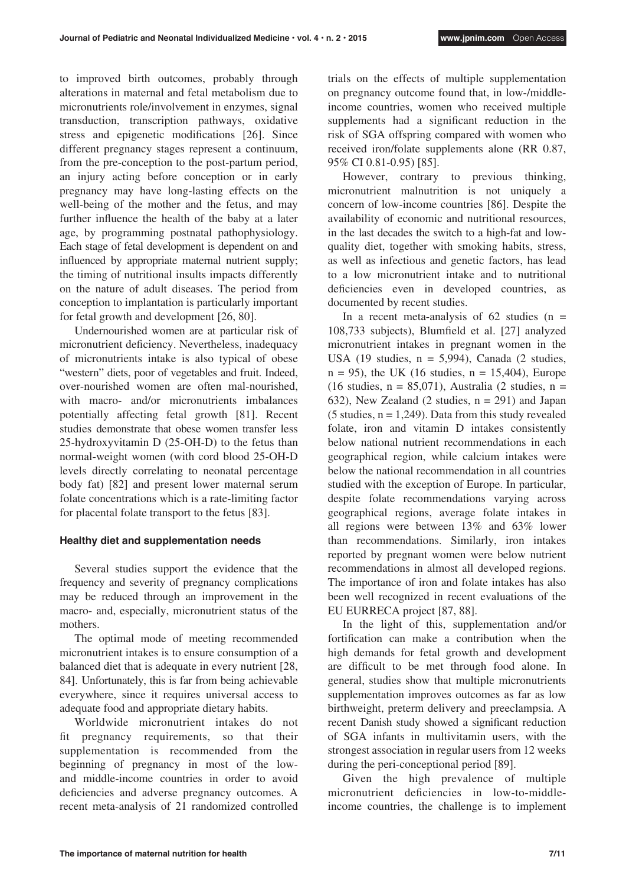to improved birth outcomes, probably through alterations in maternal and fetal metabolism due to micronutrients role/involvement in enzymes, signal transduction, transcription pathways, oxidative stress and epigenetic modifications [26]. Since different pregnancy stages represent a continuum, from the pre-conception to the post-partum period, an injury acting before conception or in early pregnancy may have long-lasting effects on the well-being of the mother and the fetus, and may further influence the health of the baby at a later age, by programming postnatal pathophysiology. Each stage of fetal development is dependent on and influenced by appropriate maternal nutrient supply; the timing of nutritional insults impacts differently on the nature of adult diseases. The period from conception to implantation is particularly important for fetal growth and development [26, 80].

Undernourished women are at particular risk of micronutrient deficiency. Nevertheless, inadequacy of micronutrients intake is also typical of obese "western" diets, poor of vegetables and fruit. Indeed, over-nourished women are often mal-nourished, with macro- and/or micronutrients imbalances potentially affecting fetal growth [81]. Recent studies demonstrate that obese women transfer less 25-hydroxyvitamin D (25-OH-D) to the fetus than normal-weight women (with cord blood 25-OH-D levels directly correlating to neonatal percentage body fat) [82] and present lower maternal serum folate concentrations which is a rate-limiting factor for placental folate transport to the fetus [83].

### Healthy diet and supplementation needs

Several studies support the evidence that the frequency and severity of pregnancy complications may be reduced through an improvement in the macro- and, especially, micronutrient status of the mothers.

The optimal mode of meeting recommended micronutrient intakes is to ensure consumption of a balanced diet that is adequate in every nutrient [28, 84]. Unfortunately, this is far from being achievable everywhere, since it requires universal access to adequate food and appropriate dietary habits.

Worldwide micronutrient intakes do not fit pregnancy requirements, so that their supplementation is recommended from the beginning of pregnancy in most of the low- and middle-income countries in order to avoid deficiencies and adverse pregnancy outcomes. A recent meta-analysis of 21 randomized controlled trials on the effects of multiple supplementation on pregnancy outcome found that, in low-/middle-income countries, women who received multiple supplements had a significant reduction in the risk of SGA offspring compared with women who received iron/folate supplements alone (RR 0.87, 95% CI 0.81-0.95) [85].

However, contrary to previous thinking, micronutrient malnutrition is not uniquely a concern of low-income countries [86]. Despite the availability of economic and nutritional resources, in the last decades the switch to a high-fat and low-quality diet, together with smoking habits, stress, as well as infectious and genetic factors, has lead to a low micronutrient intake and to nutritional deficiencies even in developed countries, as documented by recent studies.

In a recent meta-analysis of 62 studies (n = 108,733 subjects), Blumfield et al. [27] analyzed micronutrient intakes in pregnant women in the USA (19 studies, n = 5,994), Canada (2 studies, n = 95), the UK (16 studies, n = 15,404), Europe (16 studies, n = 85,071), Australia (2 studies, n = 632), New Zealand (2 studies, n = 291) and Japan (5 studies, n = 1,249). Data from this study revealed folate, iron and vitamin D intakes consistently below national nutrient recommendations in each geographical region, while calcium intakes were below the national recommendation in all countries studied with the exception of Europe. In particular, despite folate recommendations varying across geographical regions, average folate intakes in all regions were between 13% and 63% lower than recommendations. Similarly, iron intakes reported by pregnant women were below nutrient recommendations in almost all developed regions. The importance of iron and folate intakes has also been well recognized in recent evaluations of the EU EURRECA project [87, 88].

In the light of this, supplementation and/or fortification can make a contribution when the high demands for fetal growth and development are difficult to be met through food alone. In general, studies show that multiple micronutrients supplementation improves outcomes as far as low birthweight, preterm delivery and preeclampsia. A recent Danish study showed a significant reduction of SGA infants in multivitamin users, with the strongest association in regular users from 12 weeks during the peri-conceptional period [89].

Given the high prevalence of multiple micronutrient deficiencies in low-to-middle-income countries, the challenge is to implement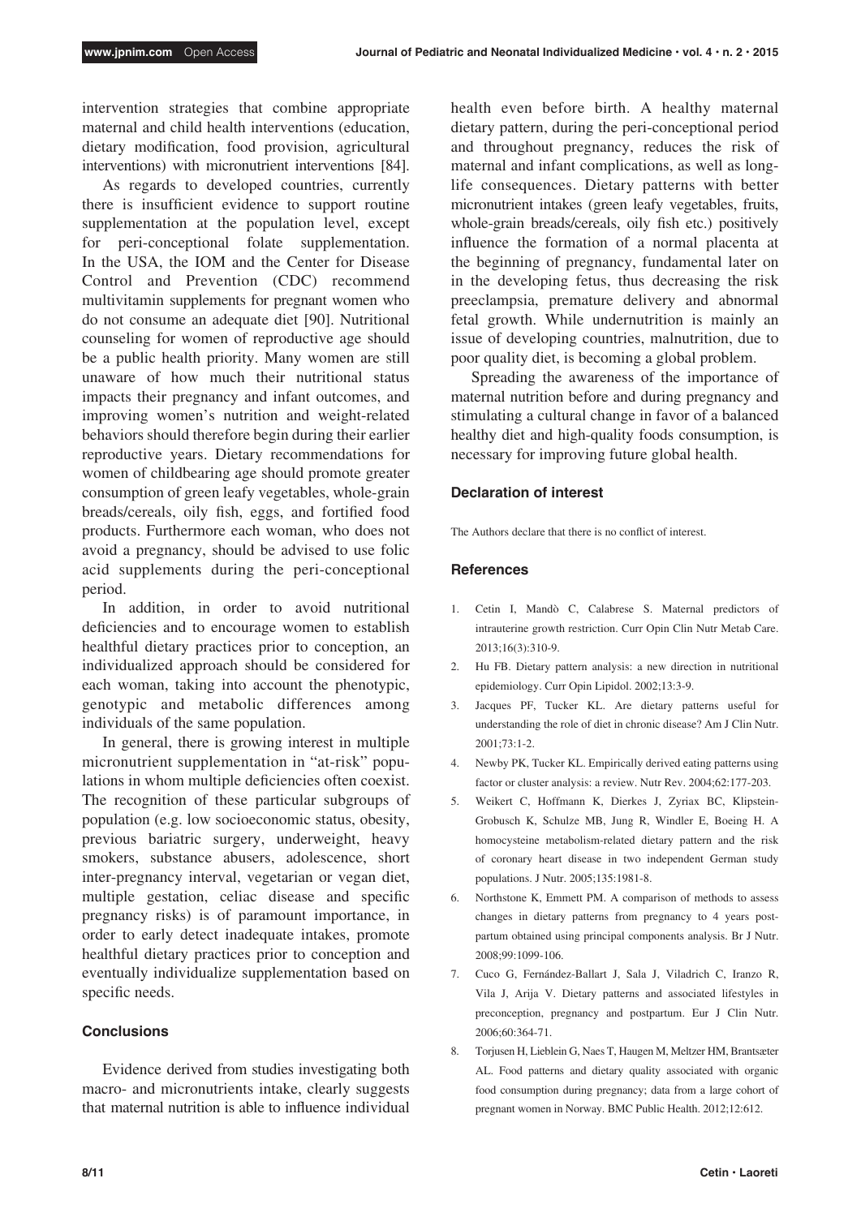intervention strategies that combine appropriate maternal and child health interventions (education, dietary modification, food provision, agricultural interventions) with micronutrient interventions [84].

As regards to developed countries, currently there is insufficient evidence to support routine supplementation at the population level, except for peri-conceptional folate supplementation. In the USA, the IOM and the Center for Disease Control and Prevention (CDC) recommend multivitamin supplements for pregnant women who do not consume an adequate diet [90]. Nutritional counseling for women of reproductive age should be a public health priority. Many women are still unaware of how much their nutritional status impacts their pregnancy and infant outcomes, and improving women's nutrition and weight-related behaviors should therefore begin during their earlier reproductive years. Dietary recommendations for women of childbearing age should promote greater consumption of green leafy vegetables, whole-grain breads/cereals, oily fish, eggs, and fortified food products. Furthermore each woman, who does not avoid a pregnancy, should be advised to use folic acid supplements during the peri-conceptional period.

In addition, in order to avoid nutritional deficiencies and to encourage women to establish healthful dietary practices prior to conception, an individualized approach should be considered for each woman, taking into account the phenotypic, genotypic and metabolic differences among individuals of the same population.

In general, there is growing interest in multiple micronutrient supplementation in "at-risk" populations in whom multiple deficiencies often coexist. The recognition of these particular subgroups of population (e.g. low socioeconomic status, obesity, previous bariatric surgery, underweight, heavy smokers, substance abusers, adolescence, short inter-pregnancy interval, vegetarian or vegan diet, multiple gestation, celiac disease and specific pregnancy risks) is of paramount importance, in order to early detect inadequate intakes, promote healthful dietary practices prior to conception and eventually individualize supplementation based on specific needs.

## Conclusions

Evidence derived from studies investigating both macro- and micronutrients intake, clearly suggests that maternal nutrition is able to influence individual health even before birth. A healthy maternal dietary pattern, during the peri-conceptional period and throughout pregnancy, reduces the risk of maternal and infant complications, as well as long-life consequences. Dietary patterns with better micronutrient intakes (green leafy vegetables, fruits, whole-grain breads/cereals, oily fish etc.) positively influence the formation of a normal placenta at the beginning of pregnancy, fundamental later on in the developing fetus, thus decreasing the risk preeclampsia, premature delivery and abnormal fetal growth. While undernutrition is mainly an issue of developing countries, malnutrition, due to poor quality diet, is becoming a global problem.

Spreading the awareness of the importance of maternal nutrition before and during pregnancy and stimulating a cultural change in favor of a balanced healthy diet and high-quality foods consumption, is necessary for improving future global health.

## Declaration of interest

The Authors declare that there is no conflict of interest.

## References

1. Cetin I, Mandò C, Calabrese S. Maternal predictors of intrauterine growth restriction. Curr Opin Clin Nutr Metab Care. 2013;16(3):310-9.
2. Hu FB. Dietary pattern analysis: a new direction in nutritional epidemiology. Curr Opin Lipidol. 2002;13:3-9.
3. Jacques PF, Tucker KL. Are dietary patterns useful for understanding the role of diet in chronic disease? Am J Clin Nutr. 2001;73:1-2.
4. Newby PK, Tucker KL. Empirically derived eating patterns using factor or cluster analysis: a review. Nutr Rev. 2004;62:177-203.
5. Weikert C, Hoffmann K, Dierkes J, Zyriax BC, Klipstein-Grobusch K, Schulze MB, Jung R, Windler E, Boeing H. A homocysteine metabolism-related dietary pattern and the risk of coronary heart disease in two independent German study populations. J Nutr. 2005;135:1981-8.
6. Northstone K, Emmett PM. A comparison of methods to assess changes in dietary patterns from pregnancy to 4 years post-partum obtained using principal components analysis. Br J Nutr. 2008;99:1099-106.
7. Cuco G, Fernández-Ballart J, Sala J, Viladrich C, Iranzo R, Vila J, Arija V. Dietary patterns and associated lifestyles in preconception, pregnancy and postpartum. Eur J Clin Nutr. 2006;60:364-71.
8. Torjusen H, Lieblein G, Naes T, Haugen M, Meltzer HM, Brantsæter AL. Food patterns and dietary quality associated with organic food consumption during pregnancy; data from a large cohort of pregnant women in Norway. BMC Public Health. 2012;12:612.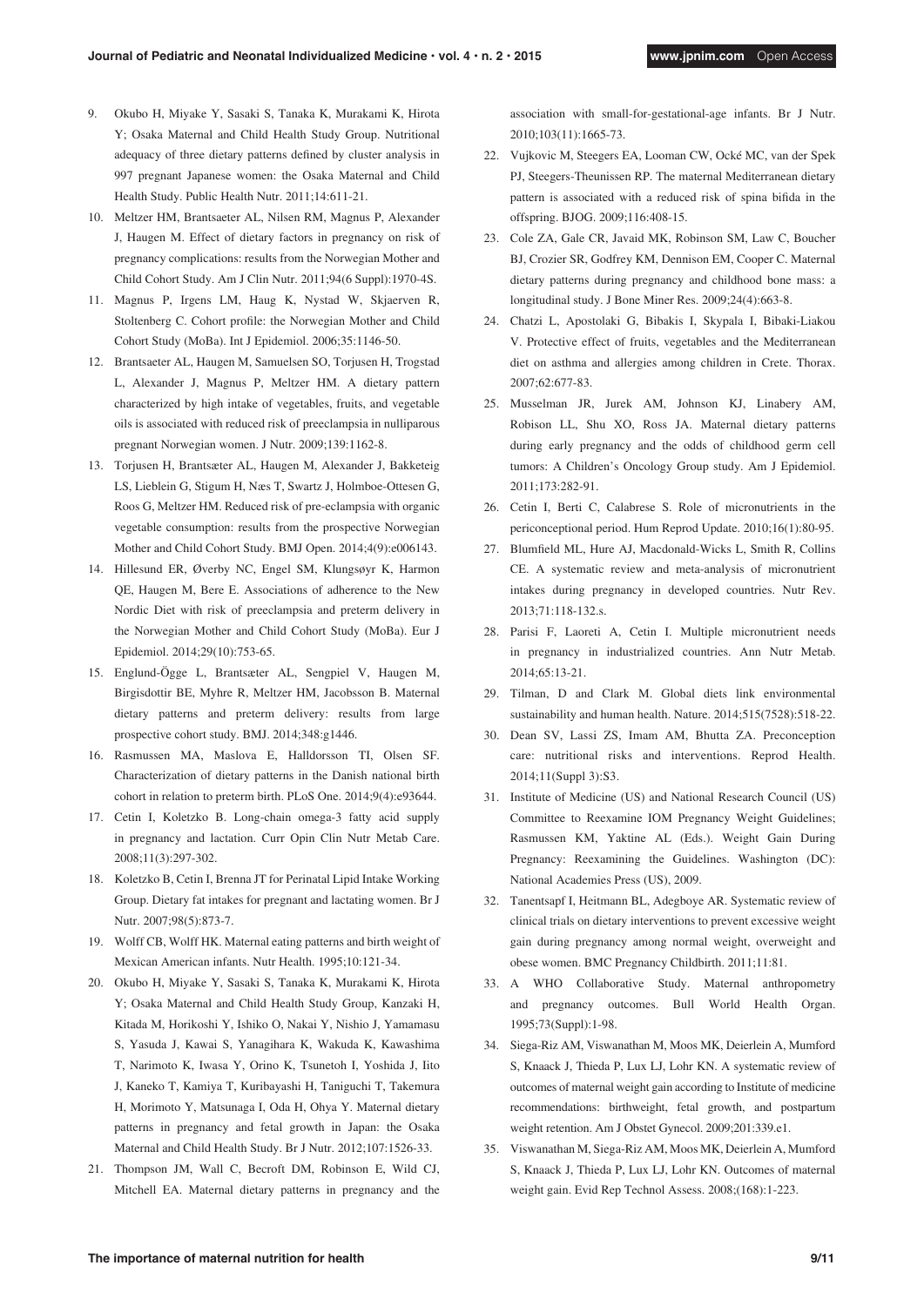9. Okubo H, Miyake Y, Sasaki S, Tanaka K, Murakami K, Hirota Y; Osaka Maternal and Child Health Study Group. Nutritional adequacy of three dietary patterns defined by cluster analysis in 997 pregnant Japanese women: the Osaka Maternal and Child Health Study. Public Health Nutr. 2011;14:611-21.
10. Meltzer HM, Brantsaeter AL, Nilsen RM, Magnus P, Alexander J, Haugen M. Effect of dietary factors in pregnancy on risk of pregnancy complications: results from the Norwegian Mother and Child Cohort Study. Am J Clin Nutr. 2011;94(6 Suppl):1970-4S.
11. Magnus P, Irgens LM, Haug K, Nystad W, Skjaerven R, Stoltenberg C. Cohort profile: the Norwegian Mother and Child Cohort Study (MoBa). Int J Epidemiol. 2006;35:1146-50.
12. Brantsaeter AL, Haugen M, Samuelsen SO, Torjusen H, Trogstad L, Alexander J, Magnus P, Meltzer HM. A dietary pattern characterized by high intake of vegetables, fruits, and vegetable oils is associated with reduced risk of preeclampsia in nulliparous pregnant Norwegian women. J Nutr. 2009;139:1162-8.
13. Torjusen H, Brantsæter AL, Haugen M, Alexander J, Bakketeig LS, Lieblein G, Stigum H, Næs T, Swartz J, Holmboe-Ottesen G, Roos G, Meltzer HM. Reduced risk of pre-eclampsia with organic vegetable consumption: results from the prospective Norwegian Mother and Child Cohort Study. BMJ Open. 2014;4(9):e006143.
14. Hillesund ER, Øverby NC, Engel SM, Klungsøyr K, Harmon QE, Haugen M, Bere E. Associations of adherence to the New Nordic Diet with risk of preeclampsia and preterm delivery in the Norwegian Mother and Child Cohort Study (MoBa). Eur J Epidemiol. 2014;29(10):753-65.
15. Englund-Ögge L, Brantsæter AL, Sengpiel V, Haugen M, Birgisdottir BE, Myhre R, Meltzer HM, Jacobsson B. Maternal dietary patterns and preterm delivery: results from large prospective cohort study. BMJ. 2014;348:g1446.
16. Rasmussen MA, Maslova E, Halldorsson TI, Olsen SF. Characterization of dietary patterns in the Danish national birth cohort in relation to preterm birth. PLoS One. 2014;9(4):e93644.
17. Cetin I, Koletzko B. Long-chain omega-3 fatty acid supply in pregnancy and lactation. Curr Opin Clin Nutr Metab Care. 2008;11(3):297-302.
18. Koletzko B, Cetin I, Brenna JT for Perinatal Lipid Intake Working Group. Dietary fat intakes for pregnant and lactating women. Br J Nutr. 2007;98(5):873-7.
19. Wolff CB, Wolff HK. Maternal eating patterns and birth weight of Mexican American infants. Nutr Health. 1995;10:121-34.
20. Okubo H, Miyake Y, Sasaki S, Tanaka K, Murakami K, Hirota Y; Osaka Maternal and Child Health Study Group, Kanzaki H, Kitada M, Horikoshi Y, Ishiko O, Nakai Y, Nishio J, Yamamasu S, Yasuda J, Kawai S, Yanagihara K, Wakuda K, Kawashima T, Narimoto K, Iwasa Y, Orino K, Tsunetoh I, Yoshida J, Iito J, Kaneko T, Kamiya T, Kuribayashi H, Taniguchi T, Takemura H, Morimoto Y, Matsunaga I, Oda H, Ohya Y. Maternal dietary patterns in pregnancy and fetal growth in Japan: the Osaka Maternal and Child Health Study. Br J Nutr. 2012;107:1526-33.
21. Thompson JM, Wall C, Becroft DM, Robinson E, Wild CJ, Mitchell EA. Maternal dietary patterns in pregnancy and the association with small-for-gestational-age infants. Br J Nutr. 2010;103(11):1665-73.
22. Vujkovic M, Steegers EA, Looman CW, Ocké MC, van der Spek PJ, Steegers-Theunissen RP. The maternal Mediterranean dietary pattern is associated with a reduced risk of spina bifida in the offspring. BJOG. 2009;116:408-15.
23. Cole ZA, Gale CR, Javaid MK, Robinson SM, Law C, Boucher BJ, Crozier SR, Godfrey KM, Dennison EM, Cooper C. Maternal dietary patterns during pregnancy and childhood bone mass: a longitudinal study. J Bone Miner Res. 2009;24(4):663-8.
24. Chatzi L, Apostolaki G, Bibakis I, Skypala I, Bibaki-Liakou V. Protective effect of fruits, vegetables and the Mediterranean diet on asthma and allergies among children in Crete. Thorax. 2007;62:677-83.
25. Musselman JR, Jurek AM, Johnson KJ, Linabery AM, Robison LL, Shu XO, Ross JA. Maternal dietary patterns during early pregnancy and the odds of childhood germ cell tumors: A Children's Oncology Group study. Am J Epidemiol. 2011;173:282-91.
26. Cetin I, Berti C, Calabrese S. Role of micronutrients in the periconceptional period. Hum Reprod Update. 2010;16(1):80-95.
27. Blumfield ML, Hure AJ, Macdonald-Wicks L, Smith R, Collins CE. A systematic review and meta-analysis of micronutrient intakes during pregnancy in developed countries. Nutr Rev. 2013;71:118-132.s.
28. Parisi F, Laoreti A, Cetin I. Multiple micronutrient needs in pregnancy in industrialized countries. Ann Nutr Metab. 2014;65:13-21.
29. Tilman, D and Clark M. Global diets link environmental sustainability and human health. Nature. 2014;515(7528):518-22.
30. Dean SV, Lassi ZS, Imam AM, Bhutta ZA. Preconception care: nutritional risks and interventions. Reprod Health. 2014;11(Suppl 3):S3.
31. Institute of Medicine (US) and National Research Council (US) Committee to Reexamine IOM Pregnancy Weight Guidelines; Rasmussen KM, Yaktine AL (Eds.). Weight Gain During Pregnancy: Reexamining the Guidelines. Washington (DC): National Academies Press (US), 2009.
32. Tanentsapf I, Heitmann BL, Adegboye AR. Systematic review of clinical trials on dietary interventions to prevent excessive weight gain during pregnancy among normal weight, overweight and obese women. BMC Pregnancy Childbirth. 2011;11:81.
33. A WHO Collaborative Study. Maternal anthropometry and pregnancy outcomes. Bull World Health Organ. 1995;73(Suppl):1-98.
34. Siega-Riz AM, Viswanathan M, Moos MK, Deierlein A, Mumford S, Knaack J, Thieda P, Lux LJ, Lohr KN. A systematic review of outcomes of maternal weight gain according to Institute of medicine recommendations: birthweight, fetal growth, and postpartum weight retention. Am J Obstet Gynecol. 2009;201:339.e1.
35. Viswanathan M, Siega-Riz AM, Moos MK, Deierlein A, Mumford S, Knaack J, Thieda P, Lux LJ, Lohr KN. Outcomes of maternal weight gain. Evid Rep Technol Assess. 2008;(168):1-223.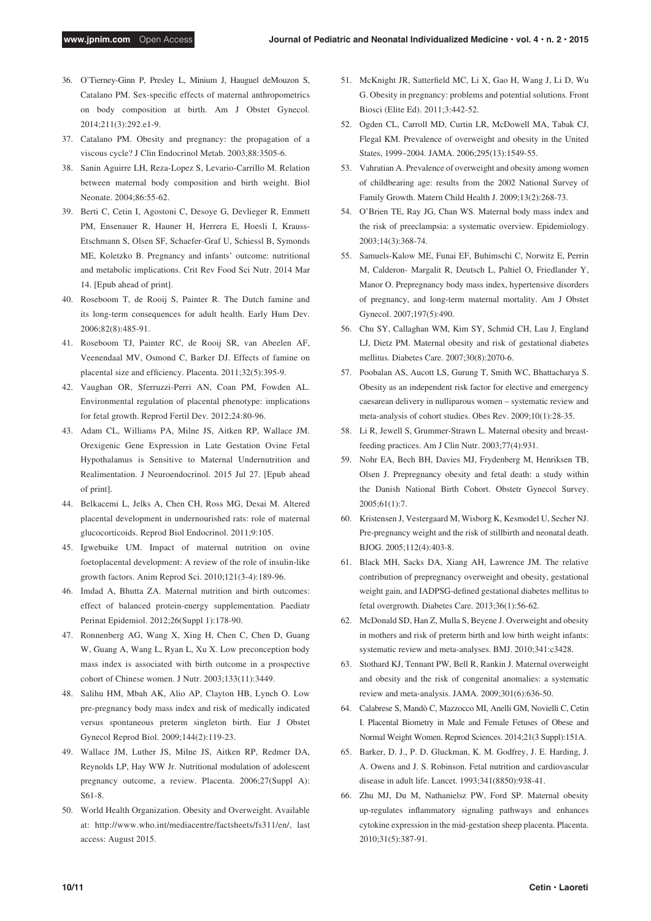36. O'Tierney-Ginn P, Presley L, Minium J, Hauguel deMouzon S, Catalano PM. Sex-specific effects of maternal anthropometrics on body composition at birth. Am J Obstet Gynecol. 2014;211(3):292.e1-9.
37. Catalano PM. Obesity and pregnancy: the propagation of a viscous cycle? J Clin Endocrinol Metab. 2003;88:3505-6.
38. Sanin Aguirre LH, Reza-Lopez S, Levario-Carrillo M. Relation between maternal body composition and birth weight. Biol Neonate. 2004;86:55-62.
39. Berti C, Cetin I, Agostoni C, Desoye G, Devlieger R, Emmett PM, Ensenauer R, Hauner H, Herrera E, Hoesli I, Krauss-Etschmann S, Olsen SF, Schaefer-Graf U, Schiessl B, Symonds ME, Koletzko B. Pregnancy and infants' outcome: nutritional and metabolic implications. Crit Rev Food Sci Nutr. 2014 Mar 14. [Epub ahead of print].
40. Roseboom T, de Rooij S, Painter R. The Dutch famine and its long-term consequences for adult health. Early Hum Dev. 2006;82(8):485-91.
41. Roseboom TJ, Painter RC, de Rooij SR, van Abeelen AF, Veenendaal MV, Osmond C, Barker DJ. Effects of famine on placental size and efficiency. Placenta. 2011;32(5):395-9.
42. Vaughan OR, Sferruzzi-Perri AN, Coan PM, Fowden AL. Environmental regulation of placental phenotype: implications for fetal growth. Reprod Fertil Dev. 2012;24:80-96.
43. Adam CL, Williams PA, Milne JS, Aitken RP, Wallace JM. Orexigenic Gene Expression in Late Gestation Ovine Fetal Hypothalamus is Sensitive to Maternal Undernutrition and Realimentation. J Neuroendocrinol. 2015 Jul 27. [Epub ahead of print].
44. Belkacemi L, Jelks A, Chen CH, Ross MG, Desai M. Altered placental development in undernourished rats: role of maternal glucocorticoids. Reprod Biol Endocrinol. 2011;9:105.
45. Igwebuike UM. Impact of maternal nutrition on ovine foetoplacental development: A review of the role of insulin-like growth factors. Anim Reprod Sci. 2010;121(3-4):189-96.
46. Imdad A, Bhutta ZA. Maternal nutrition and birth outcomes: effect of balanced protein-energy supplementation. Paediatr Perinat Epidemiol. 2012;26(Suppl 1):178-90.
47. Ronnenberg AG, Wang X, Xing H, Chen C, Chen D, Guang W, Guang A, Wang L, Ryan L, Xu X. Low preconception body mass index is associated with birth outcome in a prospective cohort of Chinese women. J Nutr. 2003;133(11):3449.
48. Salihu HM, Mbah AK, Alio AP, Clayton HB, Lynch O. Low pre-pregnancy body mass index and risk of medically indicated versus spontaneous preterm singleton birth. Eur J Obstet Gynecol Reprod Biol. 2009;144(2):119-23.
49. Wallace JM, Luther JS, Milne JS, Aitken RP, Redmer DA, Reynolds LP, Hay WW Jr. Nutritional modulation of adolescent pregnancy outcome, a review. Placenta. 2006;27(Suppl A): S61-8.
50. World Health Organization. Obesity and Overweight. Available at: http://www.who.int/mediacentre/factsheets/fs311/en/, last access: August 2015.
51. McKnight JR, Satterfield MC, Li X, Gao H, Wang J, Li D, Wu G. Obesity in pregnancy: problems and potential solutions. Front Biosci (Elite Ed). 2011;3:442-52.
52. Ogden CL, Carroll MD, Curtin LR, McDowell MA, Tabak CJ, Flegal KM. Prevalence of overweight and obesity in the United States, 1999–2004. JAMA. 2006;295(13):1549-55.
53. Vahratian A. Prevalence of overweight and obesity among women of childbearing age: results from the 2002 National Survey of Family Growth. Matern Child Health J. 2009;13(2):268-73.
54. O'Brien TE, Ray JG, Chan WS. Maternal body mass index and the risk of preeclampsia: a systematic overview. Epidemiology. 2003;14(3):368-74.
55. Samuels-Kalow ME, Funai EF, Buhimschi C, Norwitz E, Perrin M, Calderon- Margalit R, Deutsch L, Paltiel O, Friedlander Y, Manor O. Prepregnancy body mass index, hypertensive disorders of pregnancy, and long-term maternal mortality. Am J Obstet Gynecol. 2007;197(5):490.
56. Chu SY, Callaghan WM, Kim SY, Schmid CH, Lau J, England LJ, Dietz PM. Maternal obesity and risk of gestational diabetes mellitus. Diabetes Care. 2007;30(8):2070-6.
57. Poobalan AS, Aucott LS, Gurung T, Smith WC, Bhattacharya S. Obesity as an independent risk factor for elective and emergency caesarean delivery in nulliparous women – systematic review and meta-analysis of cohort studies. Obes Rev. 2009;10(1):28-35.
58. Li R, Jewell S, Grummer-Strawn L. Maternal obesity and breast-feeding practices. Am J Clin Nutr. 2003;77(4):931.
59. Nohr EA, Bech BH, Davies MJ, Frydenberg M, Henriksen TB, Olsen J. Prepregnancy obesity and fetal death: a study within the Danish National Birth Cohort. Obstetr Gynecol Survey. 2005;61(1):7.
60. Kristensen J, Vestergaard M, Wisborg K, Kesmodel U, Secher NJ. Pre-pregnancy weight and the risk of stillbirth and neonatal death. BJOG. 2005;112(4):403-8.
61. Black MH, Sacks DA, Xiang AH, Lawrence JM. The relative contribution of prepregnancy overweight and obesity, gestational weight gain, and IADPSG-defined gestational diabetes mellitus to fetal overgrowth. Diabetes Care. 2013;36(1):56-62.
62. McDonald SD, Han Z, Mulla S, Beyene J. Overweight and obesity in mothers and risk of preterm birth and low birth weight infants: systematic review and meta-analyses. BMJ. 2010;341:c3428.
63. Stothard KJ, Tennant PW, Bell R, Rankin J. Maternal overweight and obesity and the risk of congenital anomalies: a systematic review and meta-analysis. JAMA. 2009;301(6):636-50.
64. Calabrese S, Mandò C, Mazzocco MI, Anelli GM, Novielli C, Cetin I. Placental Biometry in Male and Female Fetuses of Obese and Normal Weight Women. Reprod Sciences. 2014;21(3 Suppl):151A.
65. Barker, D. J., P. D. Gluckman, K. M. Godfrey, J. E. Harding, J. A. Owens and J. S. Robinson. Fetal nutrition and cardiovascular disease in adult life. Lancet. 1993;341(8850):938-41.
66. Zhu MJ, Du M, Nathanielsz PW, Ford SP. Maternal obesity up-regulates inflammatory signaling pathways and enhances cytokine expression in the mid-gestation sheep placenta. Placenta. 2010;31(5):387-91.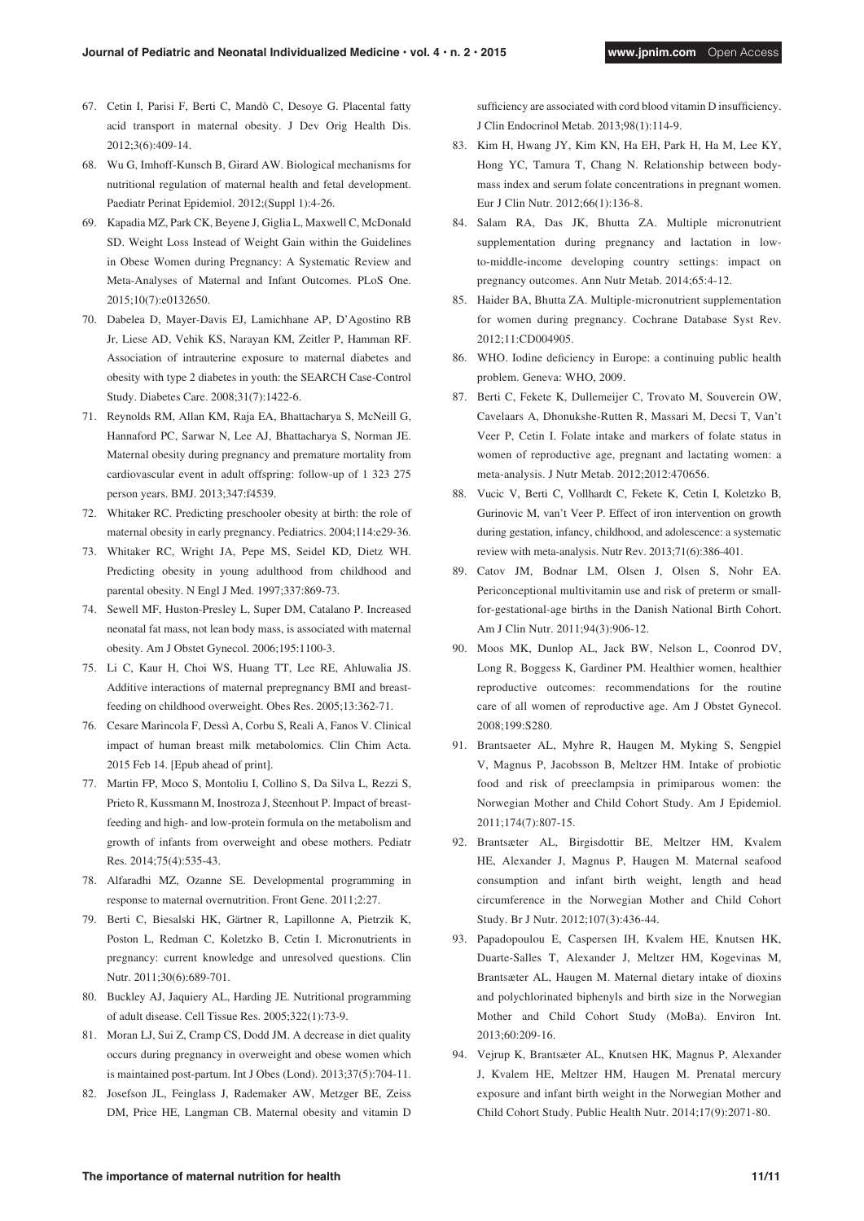67. Cetin I, Parisi F, Berti C, Mandò C, Desoye G. Placental fatty acid transport in maternal obesity. J Dev Orig Health Dis. 2012;3(6):409-14.
68. Wu G, Imhoff-Kunsch B, Girard AW. Biological mechanisms for nutritional regulation of maternal health and fetal development. Paediatr Perinat Epidemiol. 2012;(Suppl 1):4-26.
69. Kapadia MZ, Park CK, Beyene J, Giglia L, Maxwell C, McDonald SD. Weight Loss Instead of Weight Gain within the Guidelines in Obese Women during Pregnancy: A Systematic Review and Meta-Analyses of Maternal and Infant Outcomes. PLoS One. 2015;10(7):e0132650.
70. Dabelea D, Mayer-Davis EJ, Lamichhane AP, D'Agostino RB Jr, Liese AD, Vehik KS, Narayan KM, Zeitler P, Hamman RF. Association of intrauterine exposure to maternal diabetes and obesity with type 2 diabetes in youth: the SEARCH Case-Control Study. Diabetes Care. 2008;31(7):1422-6.
71. Reynolds RM, Allan KM, Raja EA, Bhattacharya S, McNeill G, Hannaford PC, Sarwar N, Lee AJ, Bhattacharya S, Norman JE. Maternal obesity during pregnancy and premature mortality from cardiovascular event in adult offspring: follow-up of 1 323 275 person years. BMJ. 2013;347:f4539.
72. Whitaker RC. Predicting preschooler obesity at birth: the role of maternal obesity in early pregnancy. Pediatrics. 2004;114:e29-36.
73. Whitaker RC, Wright JA, Pepe MS, Seidel KD, Dietz WH. Predicting obesity in young adulthood from childhood and parental obesity. N Engl J Med. 1997;337:869-73.
74. Sewell MF, Huston-Presley L, Super DM, Catalano P. Increased neonatal fat mass, not lean body mass, is associated with maternal obesity. Am J Obstet Gynecol. 2006;195:1100-3.
75. Li C, Kaur H, Choi WS, Huang TT, Lee RE, Ahluwalia JS. Additive interactions of maternal prepregnancy BMI and breastfeeding on childhood overweight. Obes Res. 2005;13:362-71.
76. Cesare Marincola F, Dessì A, Corbu S, Reali A, Fanos V. Clinical impact of human breast milk metabolomics. Clin Chim Acta. 2015 Feb 14. [Epub ahead of print].
77. Martin FP, Moco S, Montoliu I, Collino S, Da Silva L, Rezzi S, Prieto R, Kussmann M, Inostroza J, Steenhout P. Impact of breastfeeding and high- and low-protein formula on the metabolism and growth of infants from overweight and obese mothers. Pediatr Res. 2014;75(4):535-43.
78. Alfaradhi MZ, Ozanne SE. Developmental programming in response to maternal overnutrition. Front Gene. 2011;2:27.
79. Berti C, Biesalski HK, Gärtner R, Lapillonne A, Pietrzik K, Poston L, Redman C, Koletzko B, Cetin I. Micronutrients in pregnancy: current knowledge and unresolved questions. Clin Nutr. 2011;30(6):689-701.
80. Buckley AJ, Jaquiery AL, Harding JE. Nutritional programming of adult disease. Cell Tissue Res. 2005;322(1):73-9.
81. Moran LJ, Sui Z, Cramp CS, Dodd JM. A decrease in diet quality occurs during pregnancy in overweight and obese women which is maintained post-partum. Int J Obes (Lond). 2013;37(5):704-11.
82. Josefson JL, Feinglass J, Rademaker AW, Metzger BE, Zeiss DM, Price HE, Langman CB. Maternal obesity and vitamin D sufficiency are associated with cord blood vitamin D insufficiency. J Clin Endocrinol Metab. 2013;98(1):114-9.
83. Kim H, Hwang JY, Kim KN, Ha EH, Park H, Ha M, Lee KY, Hong YC, Tamura T, Chang N. Relationship between body-mass index and serum folate concentrations in pregnant women. Eur J Clin Nutr. 2012;66(1):136-8.
84. Salam RA, Das JK, Bhutta ZA. Multiple micronutrient supplementation during pregnancy and lactation in low-to-middle-income developing country settings: impact on pregnancy outcomes. Ann Nutr Metab. 2014;65:4-12.
85. Haider BA, Bhutta ZA. Multiple-micronutrient supplementation for women during pregnancy. Cochrane Database Syst Rev. 2012;11:CD004905.
86. WHO. Iodine deficiency in Europe: a continuing public health problem. Geneva: WHO, 2009.
87. Berti C, Fekete K, Dullemeijer C, Trovato M, Souverein OW, Cavelaars A, Dhonukshe-Rutten R, Massari M, Decsi T, Van't Veer P, Cetin I. Folate intake and markers of folate status in women of reproductive age, pregnant and lactating women: a meta-analysis. J Nutr Metab. 2012;2012:470656.
88. Vucic V, Berti C, Vollhardt C, Fekete K, Cetin I, Koletzko B, Gurinovic M, van't Veer P. Effect of iron intervention on growth during gestation, infancy, childhood, and adolescence: a systematic review with meta-analysis. Nutr Rev. 2013;71(6):386-401.
89. Catov JM, Bodnar LM, Olsen J, Olsen S, Nohr EA. Periconceptional multivitamin use and risk of preterm or small-for-gestational-age births in the Danish National Birth Cohort. Am J Clin Nutr. 2011;94(3):906-12.
90. Moos MK, Dunlop AL, Jack BW, Nelson L, Coonrod DV, Long R, Boggess K, Gardiner PM. Healthier women, healthier reproductive outcomes: recommendations for the routine care of all women of reproductive age. Am J Obstet Gynecol. 2008;199:S280.
91. Brantsaeter AL, Myhre R, Haugen M, Myking S, Sengpiel V, Magnus P, Jacobsson B, Meltzer HM. Intake of probiotic food and risk of preeclampsia in primiparous women: the Norwegian Mother and Child Cohort Study. Am J Epidemiol. 2011;174(7):807-15.
92. Brantsæter AL, Birgisdottir BE, Meltzer HM, Kvalem HE, Alexander J, Magnus P, Haugen M. Maternal seafood consumption and infant birth weight, length and head circumference in the Norwegian Mother and Child Cohort Study. Br J Nutr. 2012;107(3):436-44.
93. Papadopoulou E, Caspersen IH, Kvalem HE, Knutsen HK, Duarte-Salles T, Alexander J, Meltzer HM, Kogevinas M, Brantsæter AL, Haugen M. Maternal dietary intake of dioxins and polychlorinated biphenyls and birth size in the Norwegian Mother and Child Cohort Study (MoBa). Environ Int. 2013;60:209-16.
94. Vejrup K, Brantsæter AL, Knutsen HK, Magnus P, Alexander J, Kvalem HE, Meltzer HM, Haugen M. Prenatal mercury exposure and infant birth weight in the Norwegian Mother and Child Cohort Study. Public Health Nutr. 2014;17(9):2071-80.